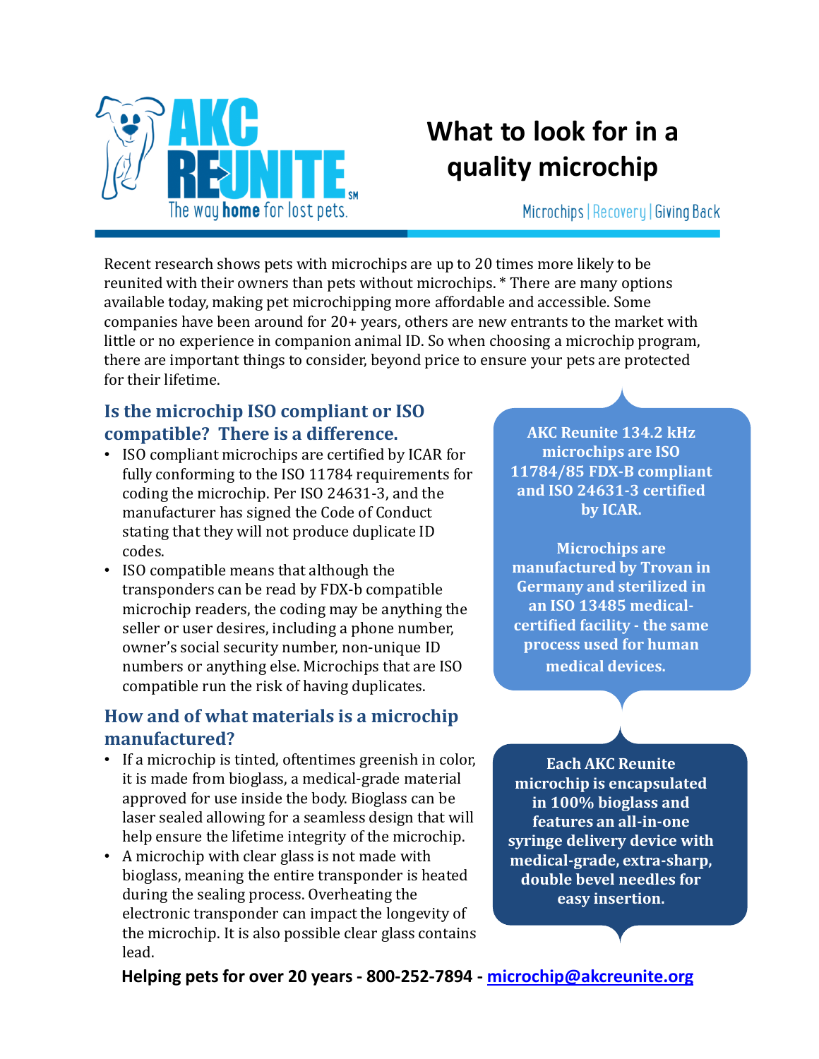AKC REUNITE[SM]

The way **home** for lost pets.

# What to look for in a quality microchip

Microchips | Recovery | Giving Back

Recent research shows pets with microchips are up to 20 times more likely to be reunited with their owners than pets without microchips. * There are many options available today, making pet microchipping more affordable and accessible. Some companies have been around for 20+ years, others are new entrants to the market with little or no experience in companion animal ID. So when choosing a microchip program, there are important things to consider, beyond price to ensure your pets are protected for their lifetime.

## Is the microchip ISO compliant or ISO compatible? There is a difference.

- ISO compliant microchips are certified by ICAR for fully conforming to the ISO 11784 requirements for coding the microchip. Per ISO 24631-3, and the manufacturer has signed the Code of Conduct stating that they will not produce duplicate ID codes.
- ISO compatible means that although the transponders can be read by FDX-b compatible microchip readers, the coding may be anything the seller or user desires, including a phone number, owner's social security number, non-unique ID numbers or anything else. Microchips that are ISO compatible run the risk of having duplicates.

**AKC Reunite 134.2 kHz microchips are ISO 11784/85 FDX-B compliant and ISO 24631-3 certified by ICAR.**

**Microchips are manufactured by Trovan in Germany and sterilized in an ISO 13485 medical-certified facility - the same process used for human medical devices.**

## How and of what materials is a microchip manufactured?

- If a microchip is tinted, oftentimes greenish in color, it is made from bioglass, a medical-grade material approved for use inside the body. Bioglass can be laser sealed allowing for a seamless design that will help ensure the lifetime integrity of the microchip.
- A microchip with clear glass is not made with bioglass, meaning the entire transponder is heated during the sealing process. Overheating the electronic transponder can impact the longevity of the microchip. It is also possible clear glass contains lead.

**Each AKC Reunite microchip is encapsulated in 100% bioglass and features an all-in-one syringe delivery device with medical-grade, extra-sharp, double bevel needles for easy insertion.**

**Helping pets for over 20 years - 800-252-7894 - [microchip@akcreunite.org](mailto:microchip@akcreunite.org)**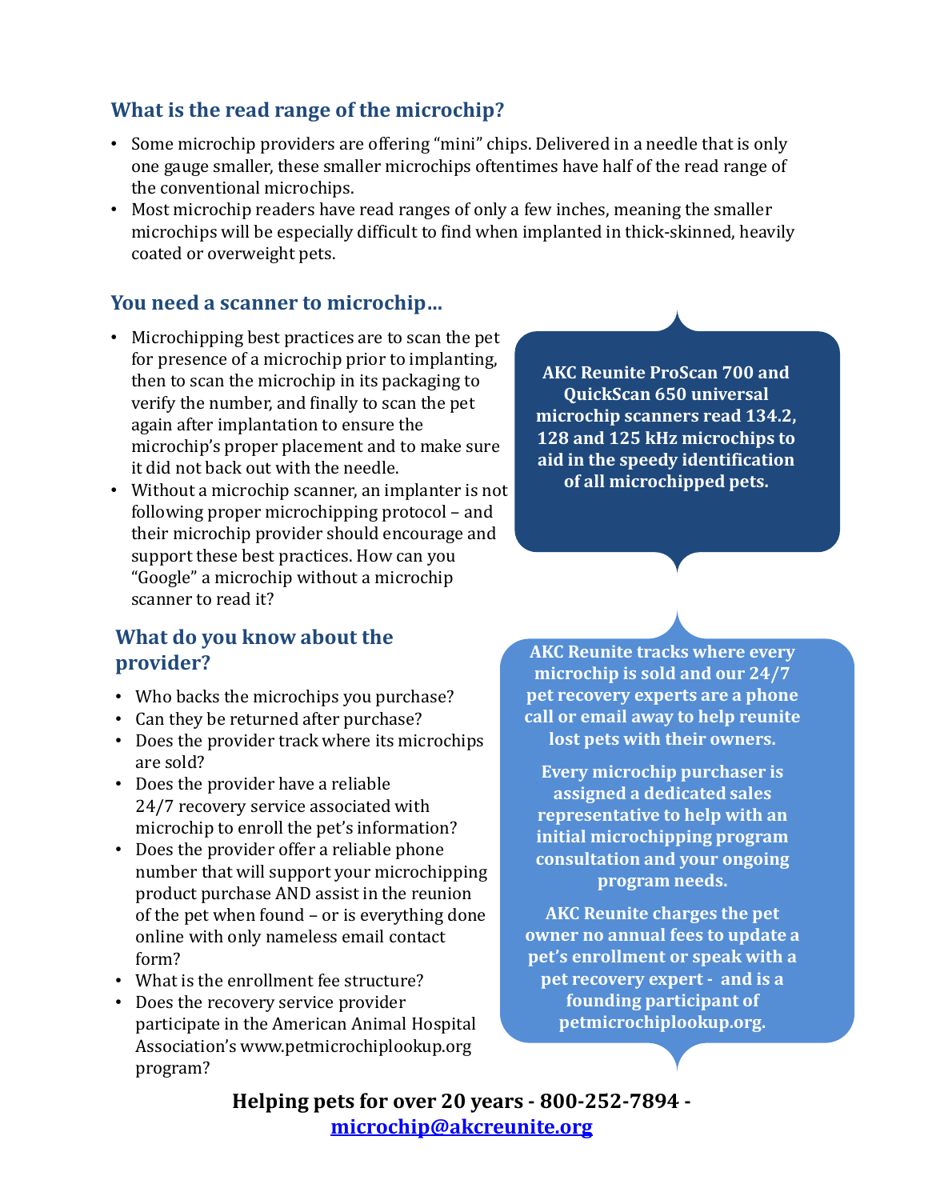## What is the read range of the microchip?

- Some microchip providers are offering "mini" chips. Delivered in a needle that is only one gauge smaller, these smaller microchips oftentimes have half of the read range of the conventional microchips.
- Most microchip readers have read ranges of only a few inches, meaning the smaller microchips will be especially difficult to find when implanted in thick-skinned, heavily coated or overweight pets.

## You need a scanner to microchip…

- Microchipping best practices are to scan the pet for presence of a microchip prior to implanting, then to scan the microchip in its packaging to verify the number, and finally to scan the pet again after implantation to ensure the microchip's proper placement and to make sure it did not back out with the needle.
- Without a microchip scanner, an implanter is not following proper microchipping protocol – and their microchip provider should encourage and support these best practices. How can you "Google" a microchip without a microchip scanner to read it?

**AKC Reunite ProScan 700 and QuickScan 650 universal microchip scanners read 134.2, 128 and 125 kHz microchips to aid in the speedy identification of all microchipped pets.**

## What do you know about the provider?

- Who backs the microchips you purchase?
- Can they be returned after purchase?
- Does the provider track where its microchips are sold?
- Does the provider have a reliable 24/7 recovery service associated with microchip to enroll the pet's information?
- Does the provider offer a reliable phone number that will support your microchipping product purchase AND assist in the reunion of the pet when found – or is everything done online with only nameless email contact form?
- What is the enrollment fee structure?
- Does the recovery service provider participate in the American Animal Hospital Association's www.petmicrochiplookup.org program?

**AKC Reunite tracks where every microchip is sold and our 24/7 pet recovery experts are a phone call or email away to help reunite lost pets with their owners.**

**Every microchip purchaser is assigned a dedicated sales representative to help with an initial microchipping program consultation and your ongoing program needs.**

**AKC Reunite charges the pet owner no annual fees to update a pet's enrollment or speak with a pet recovery expert - and is a founding participant of petmicrochiplookup.org.**

**Helping pets for over 20 years - 800-252-7894 - microchip@akcreunite.org**